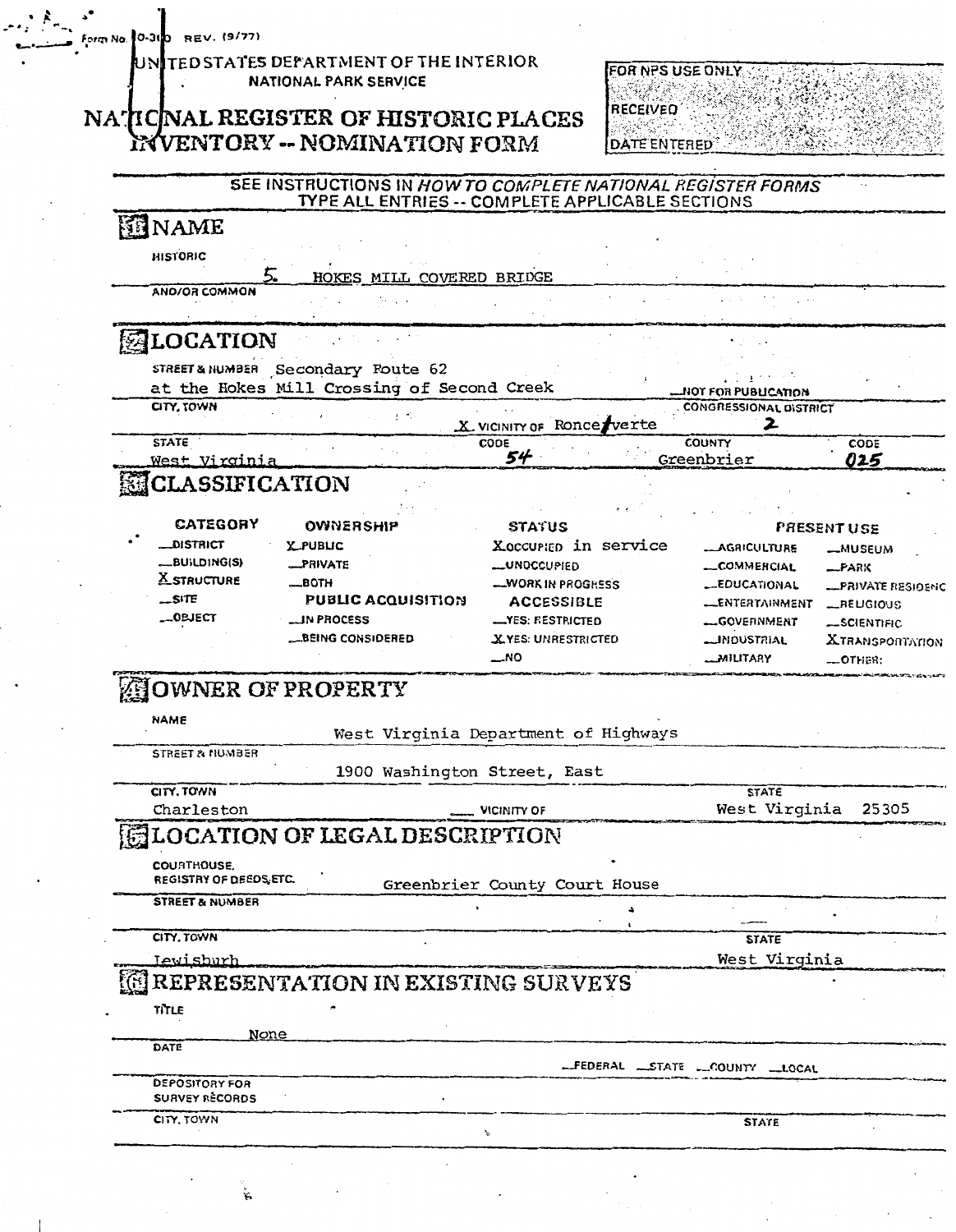Form No. 10-300 REV. (9/77)

UNITED STATES DEPARTMENT OF THE INTERIOR
NATIONAL PARK SERVICE

# NATIONAL REGISTER OF HISTORIC PLACES INVENTORY -- NOMINATION FORM

FOR NPS USE ONLY
RECEIVED
DATE ENTERED

SEE INSTRUCTIONS IN *HOW TO COMPLETE NATIONAL REGISTER FORMS*
TYPE ALL ENTRIES -- COMPLETE APPLICABLE SECTIONS

## 1 NAME

HISTORIC
5. HOKES MILL COVERED BRIDGE

AND/OR COMMON

## 2 LOCATION

STREET & NUMBER Secondary Route 62
at the Hokes Mill Crossing of Second Creek

__NOT FOR PUBLICATION

CITY, TOWN
X VICINITY OF Ronceverte

CONGRESSIONAL DISTRICT
2

STATE West Virginia
CODE 54
COUNTY Greenbrier
CODE 025

## 3 CLASSIFICATION

| CATEGORY | OWNERSHIP | STATUS | PRESENT USE | |
|---|---|---|---|---|
| __DISTRICT | X PUBLIC | X OCCUPIED in service | __AGRICULTURE | __MUSEUM |
| __BUILDING(S) | __PRIVATE | __UNOCCUPIED | __COMMERCIAL | __PARK |
| X STRUCTURE | __BOTH | __WORK IN PROGRESS | __EDUCATIONAL | __PRIVATE RESIDENCE |
| __SITE | PUBLIC ACQUISITION | ACCESSIBLE | __ENTERTAINMENT | __RELIGIOUS |
| __OBJECT | __IN PROCESS | __YES: RESTRICTED | __GOVERNMENT | __SCIENTIFIC |
| | __BEING CONSIDERED | X YES: UNRESTRICTED | __INDUSTRIAL | X TRANSPORTATION |
| | | __NO | __MILITARY | __OTHER: |

## 4 OWNER OF PROPERTY

NAME
West Virginia Department of Highways

STREET & NUMBER
1900 Washington Street, East

CITY, TOWN
Charleston
__ VICINITY OF
STATE
West Virginia 25305

## 5 LOCATION OF LEGAL DESCRIPTION

COURTHOUSE, REGISTRY OF DEEDS, ETC. Greenbrier County Court House

STREET & NUMBER

CITY, TOWN
Lewisburh
STATE
West Virginia

## 6 REPRESENTATION IN EXISTING SURVEYS

TITLE
None

DATE
__FEDERAL __STATE __COUNTY __LOCAL

DEPOSITORY FOR SURVEY RECORDS

CITY, TOWN
STATE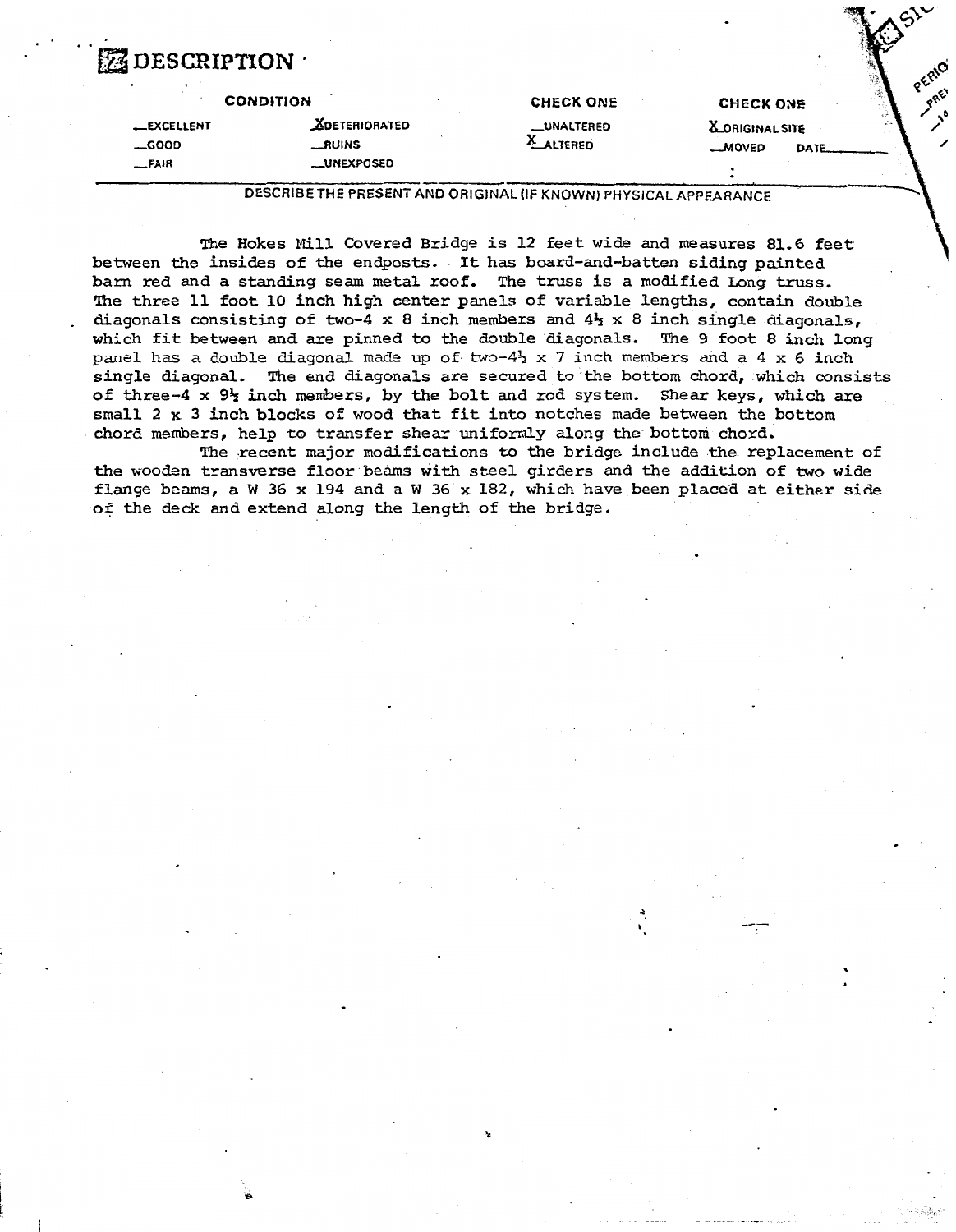# DESCRIPTION

| CONDITION | | CHECK ONE | CHECK ONE |
|---|---|---|---|
| __EXCELLENT | X DETERIORATED | __UNALTERED | X ORIGINAL SITE |
| __GOOD | __RUINS | X ALTERED | __MOVED DATE______ |
| __FAIR | __UNEXPOSED | | |

DESCRIBE THE PRESENT AND ORIGINAL (IF KNOWN) PHYSICAL APPEARANCE

The Hokes Mill Covered Bridge is 12 feet wide and measures 81.6 feet between the insides of the endposts. It has board-and-batten siding painted barn red and a standing seam metal roof. The truss is a modified Long truss. The three 11 foot 10 inch high center panels of variable lengths, contain double diagonals consisting of two-4 x 8 inch members and 4½ x 8 inch single diagonals, which fit between and are pinned to the double diagonals. The 9 foot 8 inch long panel has a double diagonal made up of two-4½ x 7 inch members and a 4 x 6 inch single diagonal. The end diagonals are secured to the bottom chord, which consists of three-4 x 9½ inch members, by the bolt and rod system. Shear keys, which are small 2 x 3 inch blocks of wood that fit into notches made between the bottom chord members, help to transfer shear uniformly along the bottom chord.

The recent major modifications to the bridge include the replacement of the wooden transverse floor beams with steel girders and the addition of two wide flange beams, a W 36 x 194 and a W 36 x 182, which have been placed at either side of the deck and extend along the length of the bridge.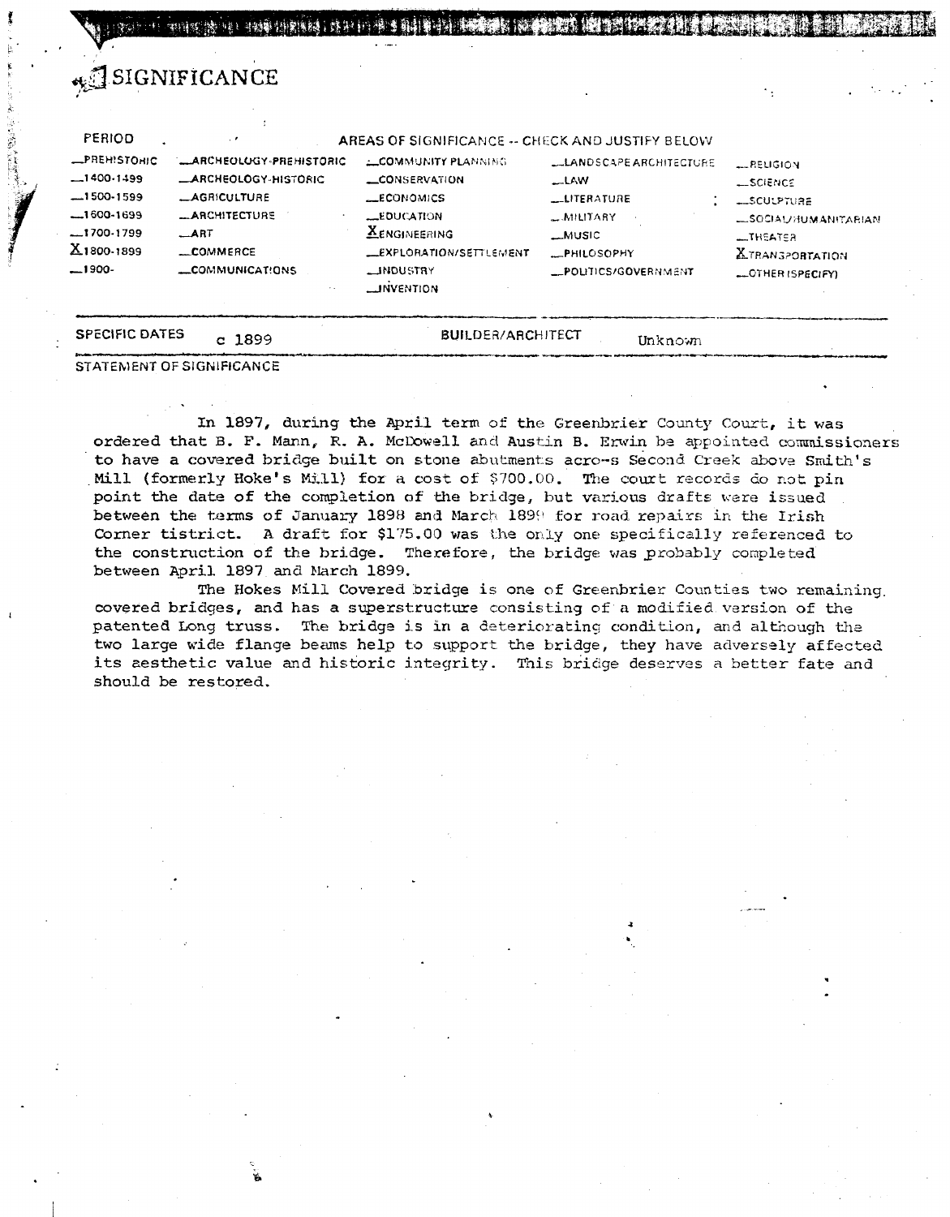# SIGNIFICANCE

| PERIOD | AREAS OF SIGNIFICANCE -- CHECK AND JUSTIFY BELOW | | | |
|---|---|---|---|---|
| __PREHISTORIC | __ARCHEOLOGY-PREHISTORIC | __COMMUNITY PLANNING | __LANDSCAPE ARCHITECTURE | __RELIGION |
| __1400-1499 | __ARCHEOLOGY-HISTORIC | __CONSERVATION | __LAW | __SCIENCE |
| __1500-1599 | __AGRICULTURE | __ECONOMICS | __LITERATURE | __SCULPTURE |
| __1600-1699 | __ARCHITECTURE | __EDUCATION | __MILITARY | __SOCIAL/HUMANITARIAN |
| __1700-1799 | __ART | X ENGINEERING | __MUSIC | __THEATER |
| X 1800-1899 | __COMMERCE | __EXPLORATION/SETTLEMENT | __PHILOSOPHY | X TRANSPORTATION |
| __1900- | __COMMUNICATIONS | __INDUSTRY | __POLITICS/GOVERNMENT | __OTHER (SPECIFY) |
| | | __INVENTION | | |

**SPECIFIC DATES** c 1899 **BUILDER/ARCHITECT** Unknown

**STATEMENT OF SIGNIFICANCE**

In 1897, during the April term of the Greenbrier County Court, it was ordered that B. F. Mann, R. A. McDowell and Austin B. Erwin be appointed commissioners to have a covered bridge built on stone abutments acro-s Second Creek above Smith's Mill (formerly Hoke's Mill) for a cost of $700.00. The court records do not pin point the date of the completion of the bridge, but various drafts were issued between the terms of January 1898 and March 1899 for road repairs in the Irish Corner tistrict. A draft for $175.00 was the only one specifically referenced to the construction of the bridge. Therefore, the bridge was probably completed between April 1897 and March 1899.

The Hokes Mill Covered bridge is one of Greenbrier Counties two remaining covered bridges, and has a superstructure consisting of a modified version of the patented Long truss. The bridge is in a deteriorating condition, and although the two large wide flange beams help to support the bridge, they have adversely affected its aesthetic value and historic integrity. This bridge deserves a better fate and should be restored.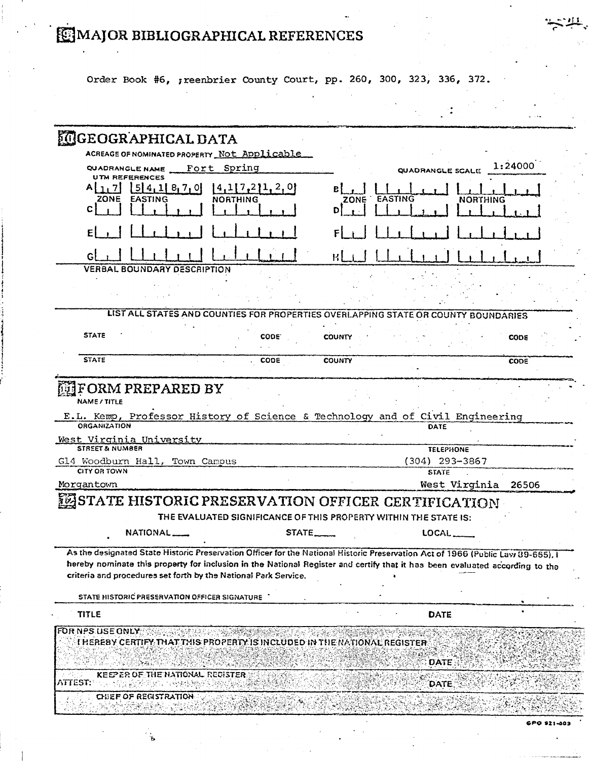## 9 MAJOR BIBLIOGRAPHICAL REFERENCES

Order Book #6, ;reenbrier County Court, pp. 260, 300, 323, 336, 372.

## 10 GEOGRAPHICAL DATA

ACREAGE OF NOMINATED PROPERTY Not Applicable

QUADRANGLE NAME Fort Spring QUADRANGLE SCALE 1:24000

UTM REFERENCES

| | ZONE | EASTING | NORTHING | | ZONE | EASTING | NORTHING |
|---|---|---|---|---|---|---|---|
| A | 17 | 541870 | 4172120 | B | | | |
| C | | | | D | | | |
| E | | | | F | | | |
| G | | | | H | | | |

VERBAL BOUNDARY DESCRIPTION

LIST ALL STATES AND COUNTIES FOR PROPERTIES OVERLAPPING STATE OR COUNTY BOUNDARIES

| STATE | CODE | COUNTY | CODE |
|---|---|---|---|
| STATE | CODE | COUNTY | CODE |

## 11 FORM PREPARED BY

NAME / TITLE

E.L. Kemp, Professor History of Science & Technology and of Civil Engineering

ORGANIZATION

West Virginia University

DATE

STREET & NUMBER

G14 Woodburn Hall, Town Campus

TELEPHONE

(304) 293-3867

CITY OR TOWN

Morgantown

STATE

West Virginia 26506

## 12 STATE HISTORIC PRESERVATION OFFICER CERTIFICATION

THE EVALUATED SIGNIFICANCE OF THIS PROPERTY WITHIN THE STATE IS:

NATIONAL ___ STATE ___ LOCAL ___

As the designated State Historic Preservation Officer for the National Historic Preservation Act of 1966 (Public Law 89-665), I hereby nominate this property for inclusion in the National Register and certify that it has been evaluated according to the criteria and procedures set forth by the National Park Service.

STATE HISTORIC PRESERVATION OFFICER SIGNATURE

TITLE DATE

FOR NPS USE ONLY

I HEREBY CERTIFY THAT THIS PROPERTY IS INCLUDED IN THE NATIONAL REGISTER

DATE

KEEPER OF THE NATIONAL REGISTER

ATTEST: DATE

CHIEF OF REGISTRATION

GPO 921-803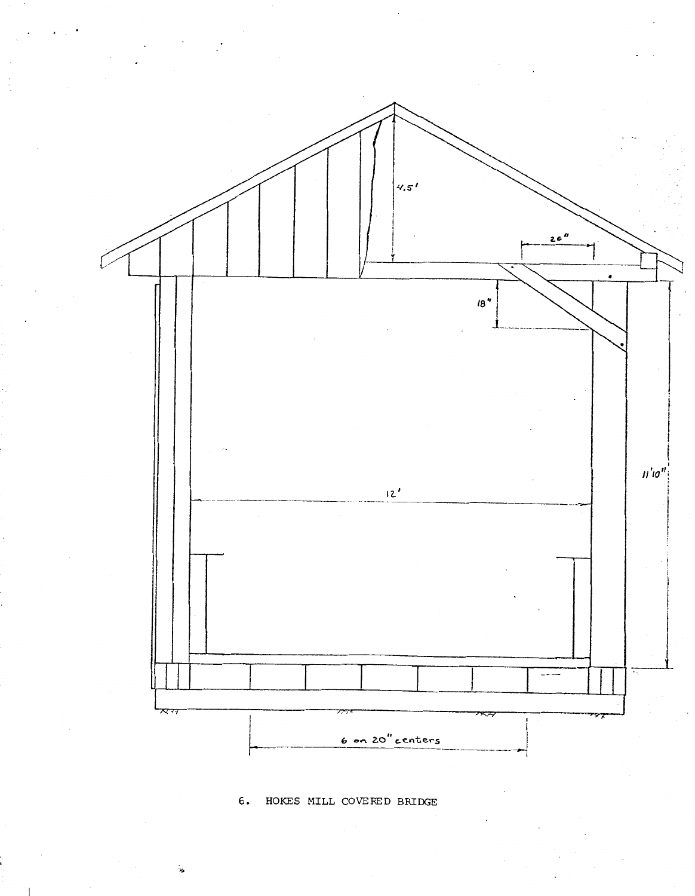4.5'

26"

18"

11'10"

12'

6 on 20" centers

6. HOKES MILL COVERED BRIDGE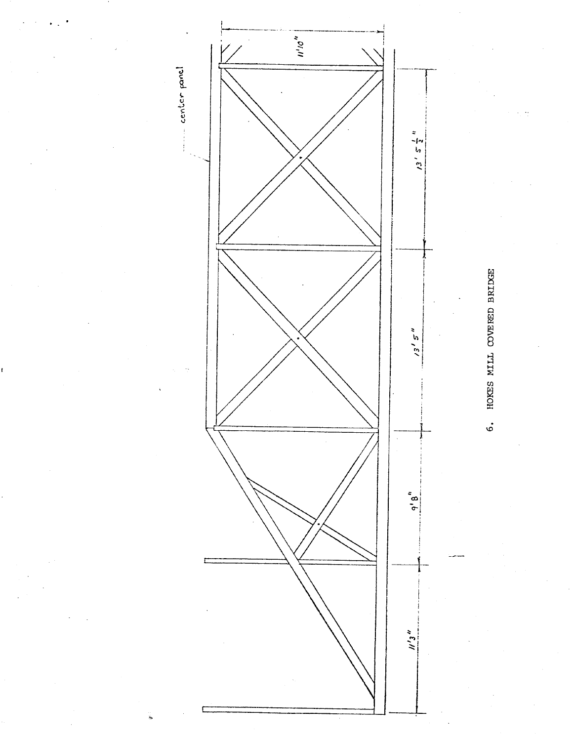center panel

11'10"

13' 5 1/2"

13' 5"

9' 8"

11' 3"

6. HOKES MILL COVERED BRIDGE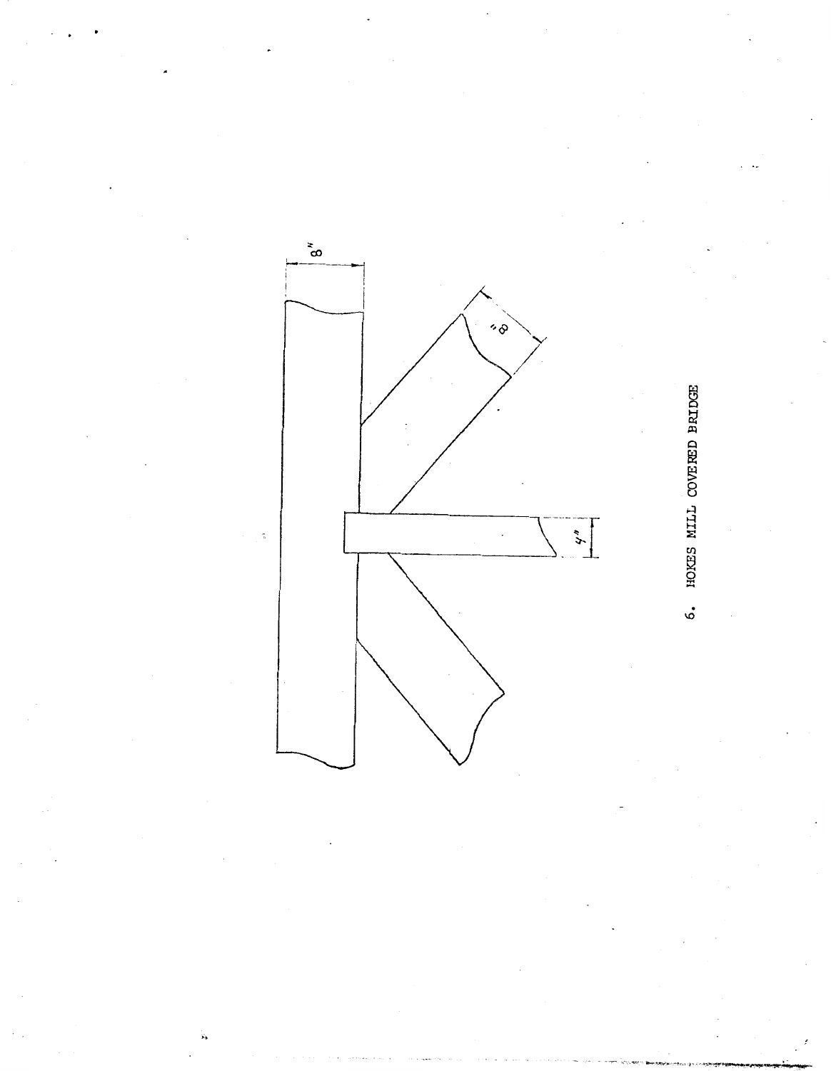8"

8"

4"

6. HOKES MILL COVERED BRIDGE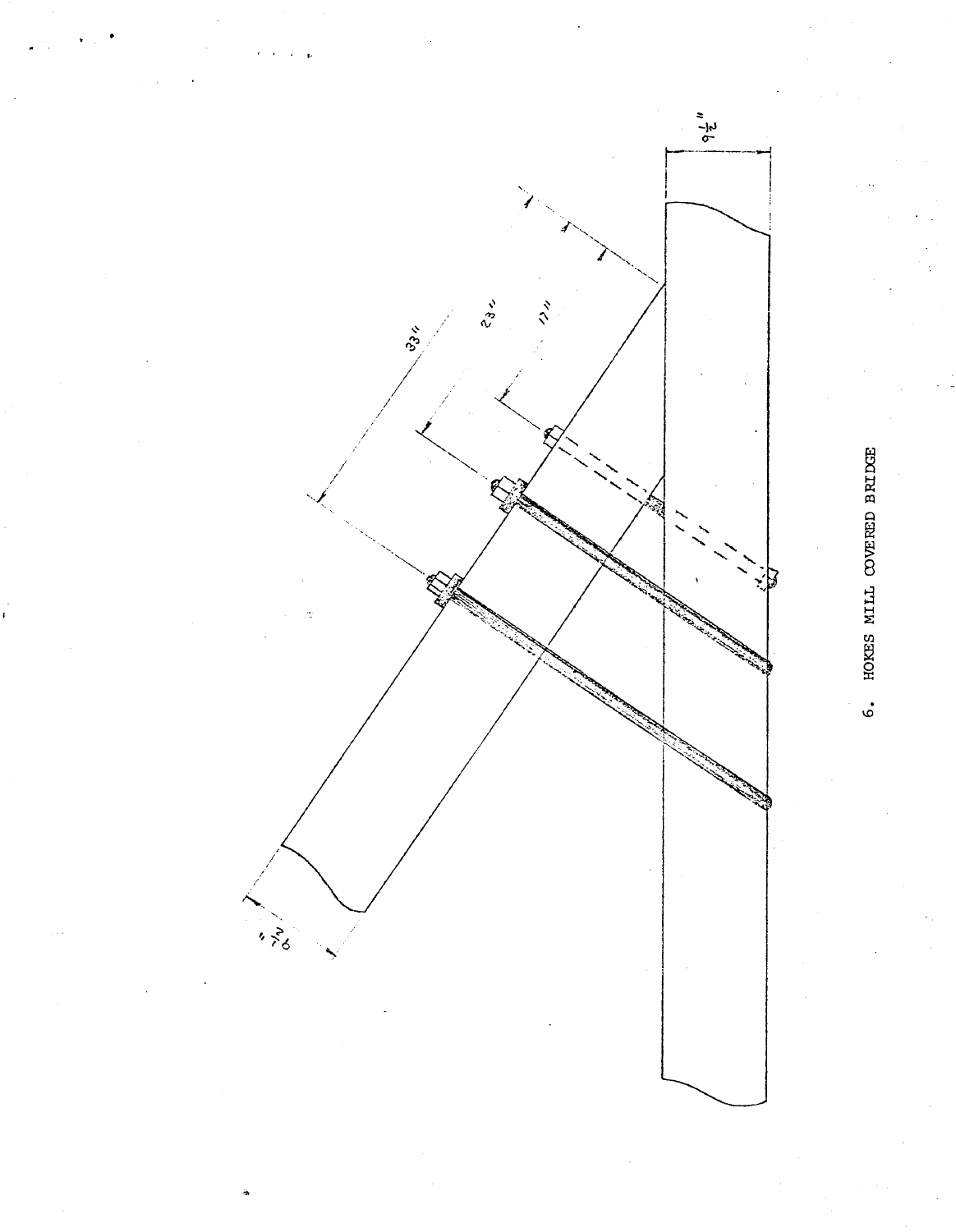6. HOKES MILL COVERED BRIDGE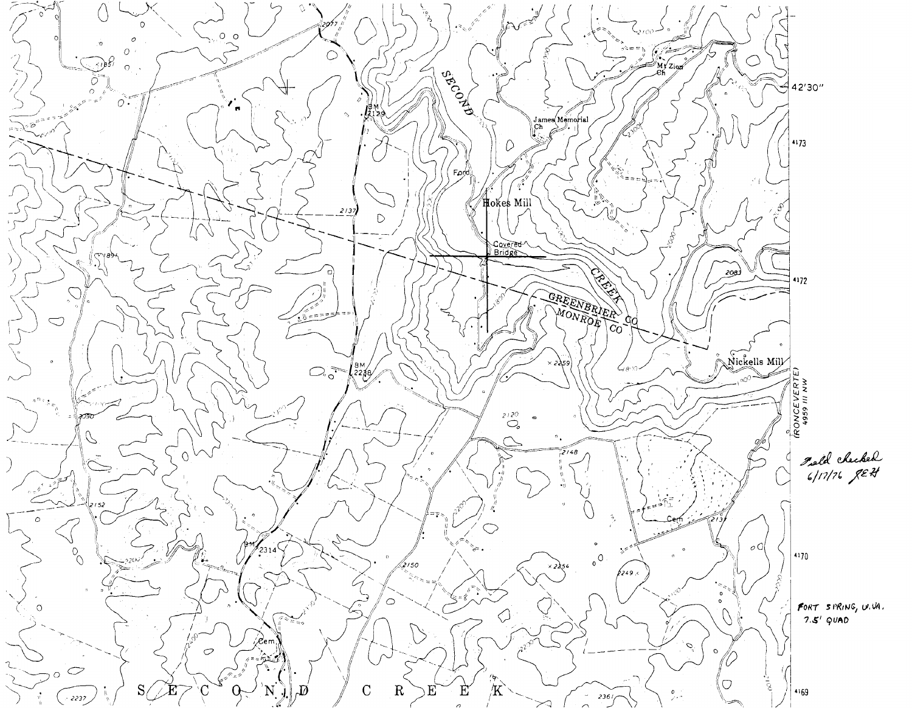SECOND CREEK

Mt Zion Ch

James Memorial Ch

Ford

Hokes Mill

Covered Bridge

GREENBRIER CO

MONROE CO

Nickells Mill

Cem

BM 2129

BM 2238

BM 2314

42'30"

4173

4172

4170

4169

(RONCEVERTE) 4959 III NW

Field checked 6/17/76 JEH

FORT SPRING, W.VA. 7.5' QUAD